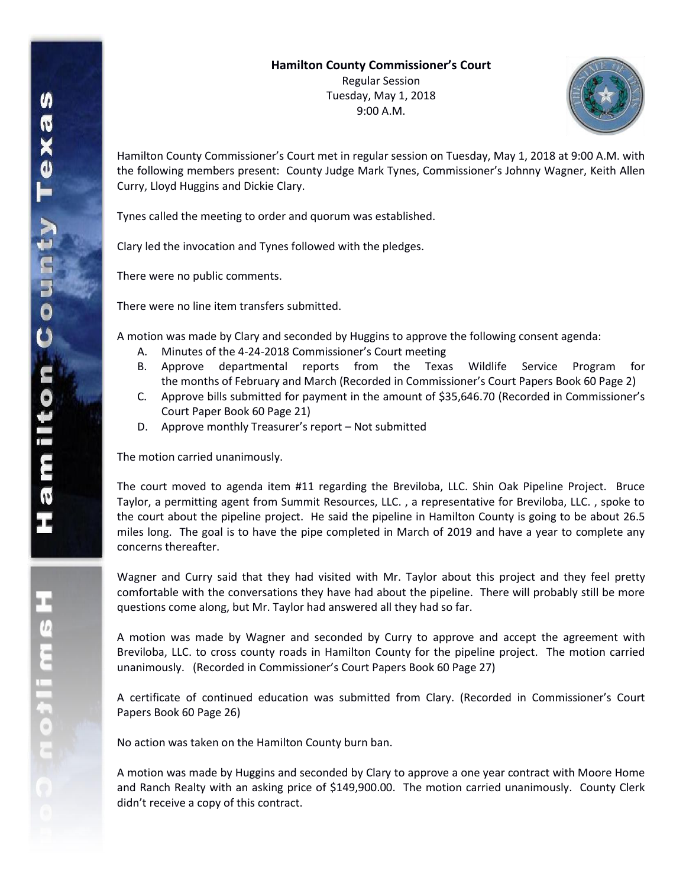**Hamilton County Commissioner's Court**
Regular Session
Tuesday, May 1, 2018
9:00 A.M.

Hamilton County Commissioner's Court met in regular session on Tuesday, May 1, 2018 at 9:00 A.M. with the following members present: County Judge Mark Tynes, Commissioner's Johnny Wagner, Keith Allen Curry, Lloyd Huggins and Dickie Clary.

Tynes called the meeting to order and quorum was established.

Clary led the invocation and Tynes followed with the pledges.

There were no public comments.

There were no line item transfers submitted.

A motion was made by Clary and seconded by Huggins to approve the following consent agenda:

A. Minutes of the 4-24-2018 Commissioner's Court meeting
B. Approve departmental reports from the Texas Wildlife Service Program for the months of February and March (Recorded in Commissioner's Court Papers Book 60 Page 2)
C. Approve bills submitted for payment in the amount of $35,646.70 (Recorded in Commissioner's Court Paper Book 60 Page 21)
D. Approve monthly Treasurer's report – Not submitted

The motion carried unanimously.

The court moved to agenda item #11 regarding the Breviloba, LLC. Shin Oak Pipeline Project. Bruce Taylor, a permitting agent from Summit Resources, LLC. , a representative for Breviloba, LLC. , spoke to the court about the pipeline project. He said the pipeline in Hamilton County is going to be about 26.5 miles long. The goal is to have the pipe completed in March of 2019 and have a year to complete any concerns thereafter.

Wagner and Curry said that they had visited with Mr. Taylor about this project and they feel pretty comfortable with the conversations they have had about the pipeline. There will probably still be more questions come along, but Mr. Taylor had answered all they had so far.

A motion was made by Wagner and seconded by Curry to approve and accept the agreement with Breviloba, LLC. to cross county roads in Hamilton County for the pipeline project. The motion carried unanimously. (Recorded in Commissioner's Court Papers Book 60 Page 27)

A certificate of continued education was submitted from Clary. (Recorded in Commissioner's Court Papers Book 60 Page 26)

No action was taken on the Hamilton County burn ban.

A motion was made by Huggins and seconded by Clary to approve a one year contract with Moore Home and Ranch Realty with an asking price of $149,900.00. The motion carried unanimously. County Clerk didn't receive a copy of this contract.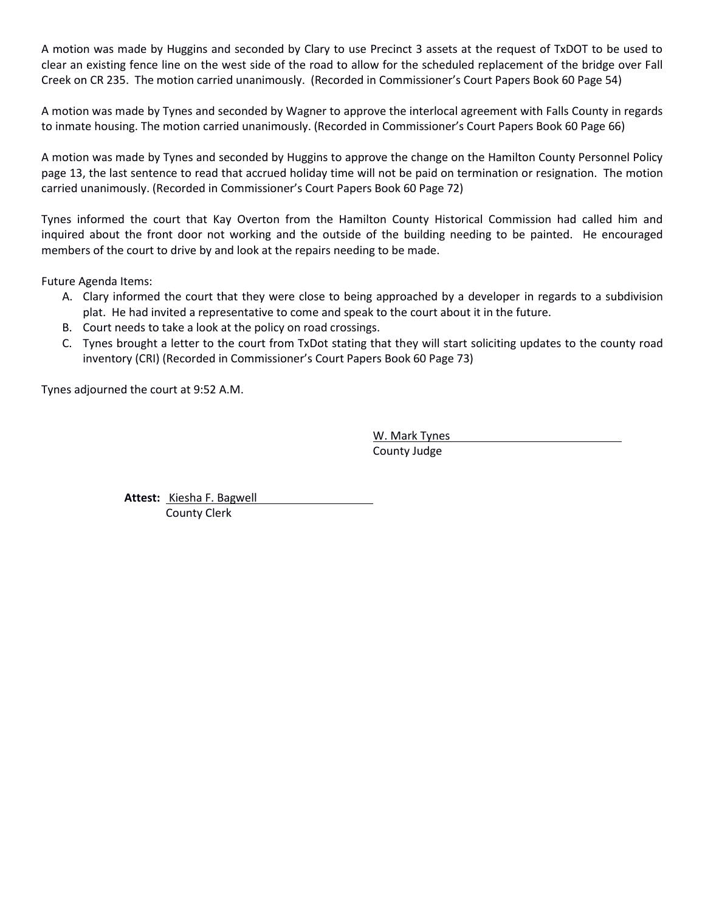A motion was made by Huggins and seconded by Clary to use Precinct 3 assets at the request of TxDOT to be used to clear an existing fence line on the west side of the road to allow for the scheduled replacement of the bridge over Fall Creek on CR 235. The motion carried unanimously. (Recorded in Commissioner's Court Papers Book 60 Page 54)

A motion was made by Tynes and seconded by Wagner to approve the interlocal agreement with Falls County in regards to inmate housing. The motion carried unanimously. (Recorded in Commissioner's Court Papers Book 60 Page 66)

A motion was made by Tynes and seconded by Huggins to approve the change on the Hamilton County Personnel Policy page 13, the last sentence to read that accrued holiday time will not be paid on termination or resignation. The motion carried unanimously. (Recorded in Commissioner's Court Papers Book 60 Page 72)

Tynes informed the court that Kay Overton from the Hamilton County Historical Commission had called him and inquired about the front door not working and the outside of the building needing to be painted. He encouraged members of the court to drive by and look at the repairs needing to be made.

Future Agenda Items:

A. Clary informed the court that they were close to being approached by a developer in regards to a subdivision plat. He had invited a representative to come and speak to the court about it in the future.
B. Court needs to take a look at the policy on road crossings.
C. Tynes brought a letter to the court from TxDot stating that they will start soliciting updates to the county road inventory (CRI) (Recorded in Commissioner's Court Papers Book 60 Page 73)

Tynes adjourned the court at 9:52 A.M.

W. Mark Tynes
County Judge

**Attest:** Kiesha F. Bagwell
County Clerk